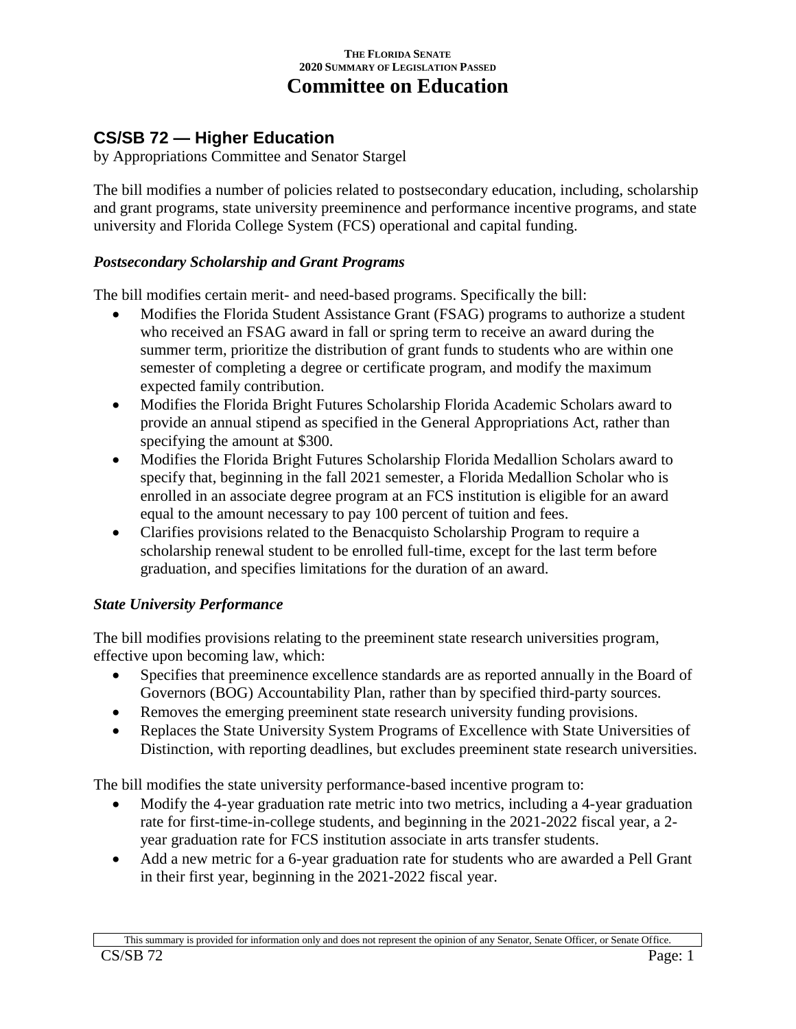THE FLORIDA SENATE
2020 SUMMARY OF LEGISLATION PASSED

# Committee on Education

## CS/SB 72 — Higher Education

by Appropriations Committee and Senator Stargel

The bill modifies a number of policies related to postsecondary education, including, scholarship and grant programs, state university preeminence and performance incentive programs, and state university and Florida College System (FCS) operational and capital funding.

### *Postsecondary Scholarship and Grant Programs*

The bill modifies certain merit- and need-based programs. Specifically the bill:

- Modifies the Florida Student Assistance Grant (FSAG) programs to authorize a student who received an FSAG award in fall or spring term to receive an award during the summer term, prioritize the distribution of grant funds to students who are within one semester of completing a degree or certificate program, and modify the maximum expected family contribution.
- Modifies the Florida Bright Futures Scholarship Florida Academic Scholars award to provide an annual stipend as specified in the General Appropriations Act, rather than specifying the amount at $300.
- Modifies the Florida Bright Futures Scholarship Florida Medallion Scholars award to specify that, beginning in the fall 2021 semester, a Florida Medallion Scholar who is enrolled in an associate degree program at an FCS institution is eligible for an award equal to the amount necessary to pay 100 percent of tuition and fees.
- Clarifies provisions related to the Benacquisto Scholarship Program to require a scholarship renewal student to be enrolled full-time, except for the last term before graduation, and specifies limitations for the duration of an award.

### *State University Performance*

The bill modifies provisions relating to the preeminent state research universities program, effective upon becoming law, which:

- Specifies that preeminence excellence standards are as reported annually in the Board of Governors (BOG) Accountability Plan, rather than by specified third-party sources.
- Removes the emerging preeminent state research university funding provisions.
- Replaces the State University System Programs of Excellence with State Universities of Distinction, with reporting deadlines, but excludes preeminent state research universities.

The bill modifies the state university performance-based incentive program to:

- Modify the 4-year graduation rate metric into two metrics, including a 4-year graduation rate for first-time-in-college students, and beginning in the 2021-2022 fiscal year, a 2-year graduation rate for FCS institution associate in arts transfer students.
- Add a new metric for a 6-year graduation rate for students who are awarded a Pell Grant in their first year, beginning in the 2021-2022 fiscal year.

This summary is provided for information only and does not represent the opinion of any Senator, Senate Officer, or Senate Office.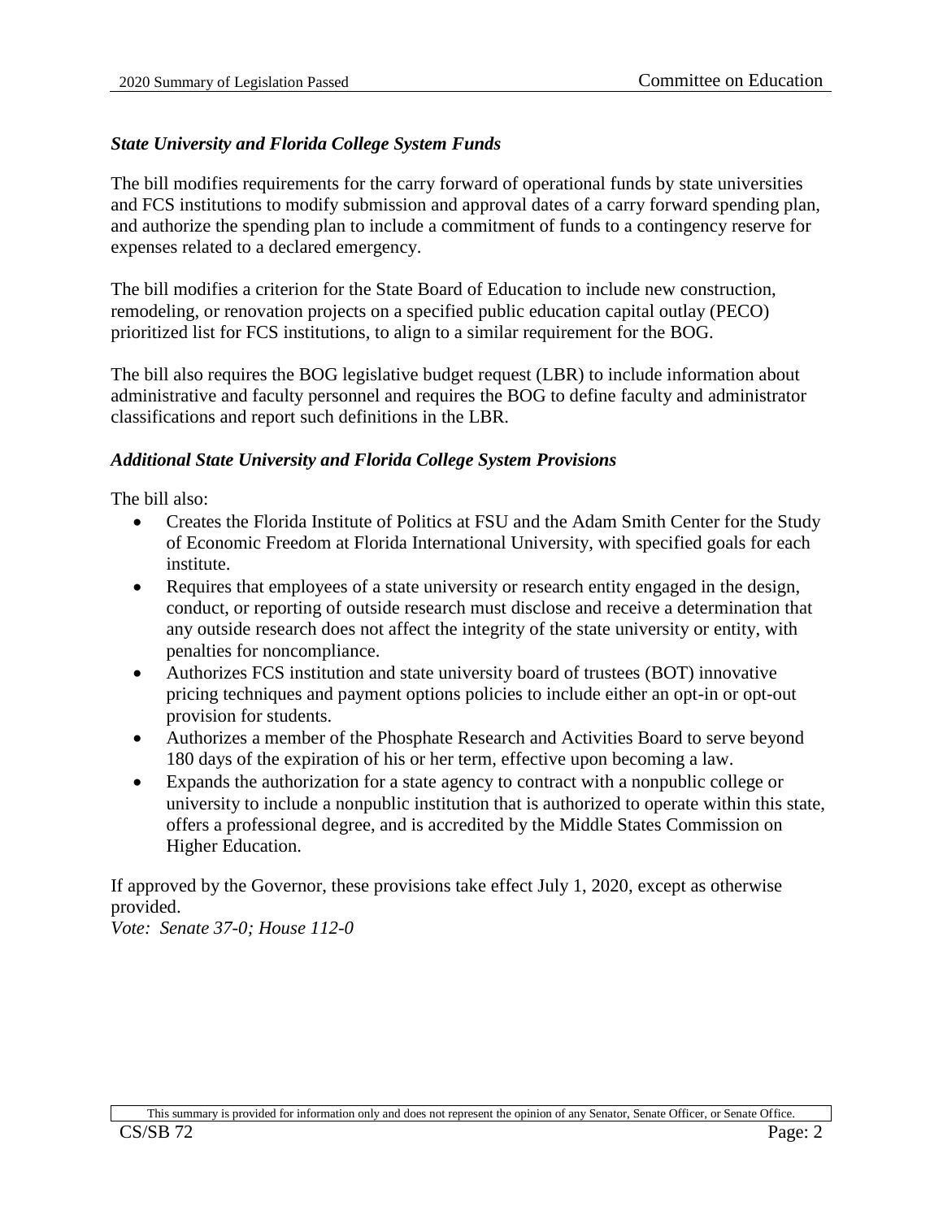### *State University and Florida College System Funds*

The bill modifies requirements for the carry forward of operational funds by state universities and FCS institutions to modify submission and approval dates of a carry forward spending plan, and authorize the spending plan to include a commitment of funds to a contingency reserve for expenses related to a declared emergency.

The bill modifies a criterion for the State Board of Education to include new construction, remodeling, or renovation projects on a specified public education capital outlay (PECO) prioritized list for FCS institutions, to align to a similar requirement for the BOG.

The bill also requires the BOG legislative budget request (LBR) to include information about administrative and faculty personnel and requires the BOG to define faculty and administrator classifications and report such definitions in the LBR.

### *Additional State University and Florida College System Provisions*

The bill also:

- Creates the Florida Institute of Politics at FSU and the Adam Smith Center for the Study of Economic Freedom at Florida International University, with specified goals for each institute.
- Requires that employees of a state university or research entity engaged in the design, conduct, or reporting of outside research must disclose and receive a determination that any outside research does not affect the integrity of the state university or entity, with penalties for noncompliance.
- Authorizes FCS institution and state university board of trustees (BOT) innovative pricing techniques and payment options policies to include either an opt-in or opt-out provision for students.
- Authorizes a member of the Phosphate Research and Activities Board to serve beyond 180 days of the expiration of his or her term, effective upon becoming a law.
- Expands the authorization for a state agency to contract with a nonpublic college or university to include a nonpublic institution that is authorized to operate within this state, offers a professional degree, and is accredited by the Middle States Commission on Higher Education.

If approved by the Governor, these provisions take effect July 1, 2020, except as otherwise provided.

*Vote: Senate 37-0; House 112-0*